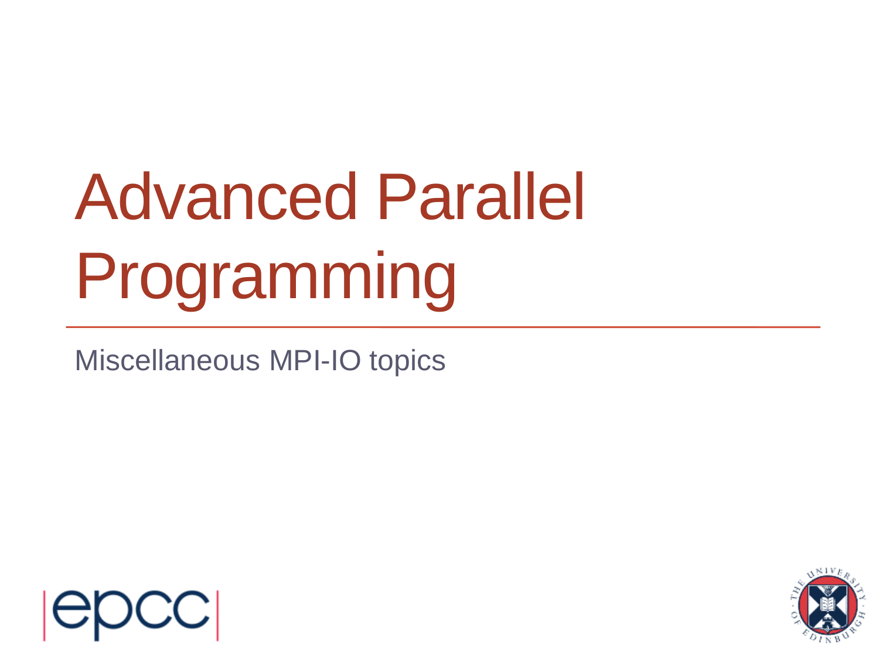# Advanced Parallel Programming

Miscellaneous MPI-IO topics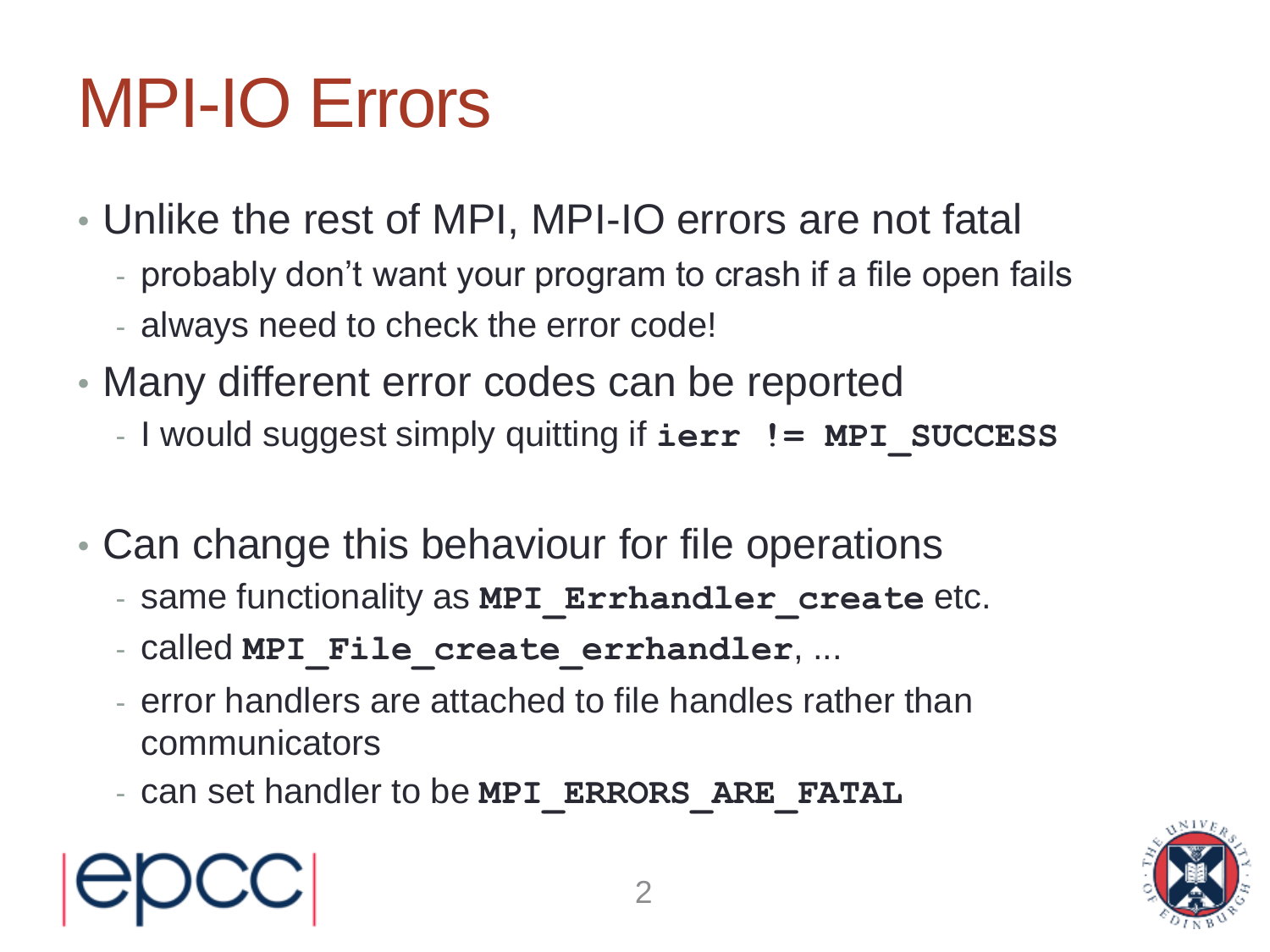# MPI-IO Errors

- Unlike the rest of MPI, MPI-IO errors are not fatal
  - probably don't want your program to crash if a file open fails
  - always need to check the error code!
- Many different error codes can be reported
  - I would suggest simply quitting if `ierr != MPI_SUCCESS`
- Can change this behaviour for file operations
  - same functionality as `MPI_Errhandler_create` etc.
  - called `MPI_File_create_errhandler`, ...
  - error handlers are attached to file handles rather than communicators
  - can set handler to be `MPI_ERRORS_ARE_FATAL`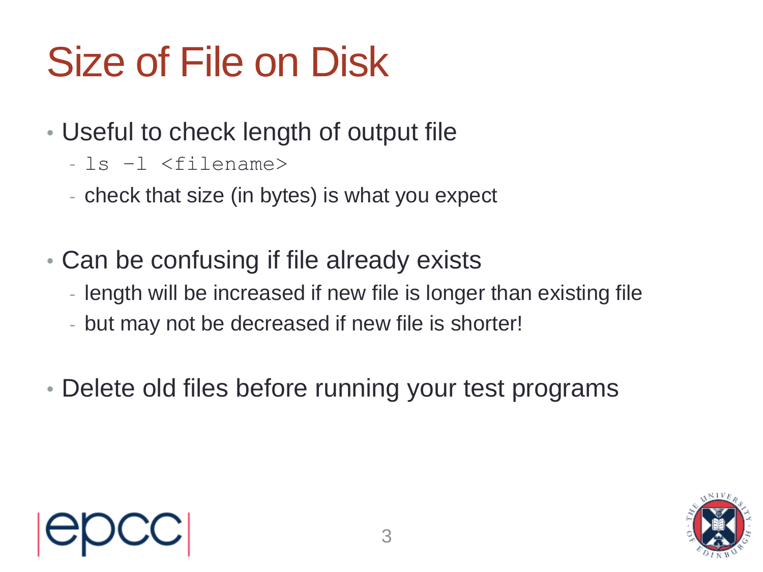# Size of File on Disk

- Useful to check length of output file
  - `ls -l <filename>`
  - check that size (in bytes) is what you expect
- Can be confusing if file already exists
  - length will be increased if new file is longer than existing file
  - but may not be decreased if new file is shorter!
- Delete old files before running your test programs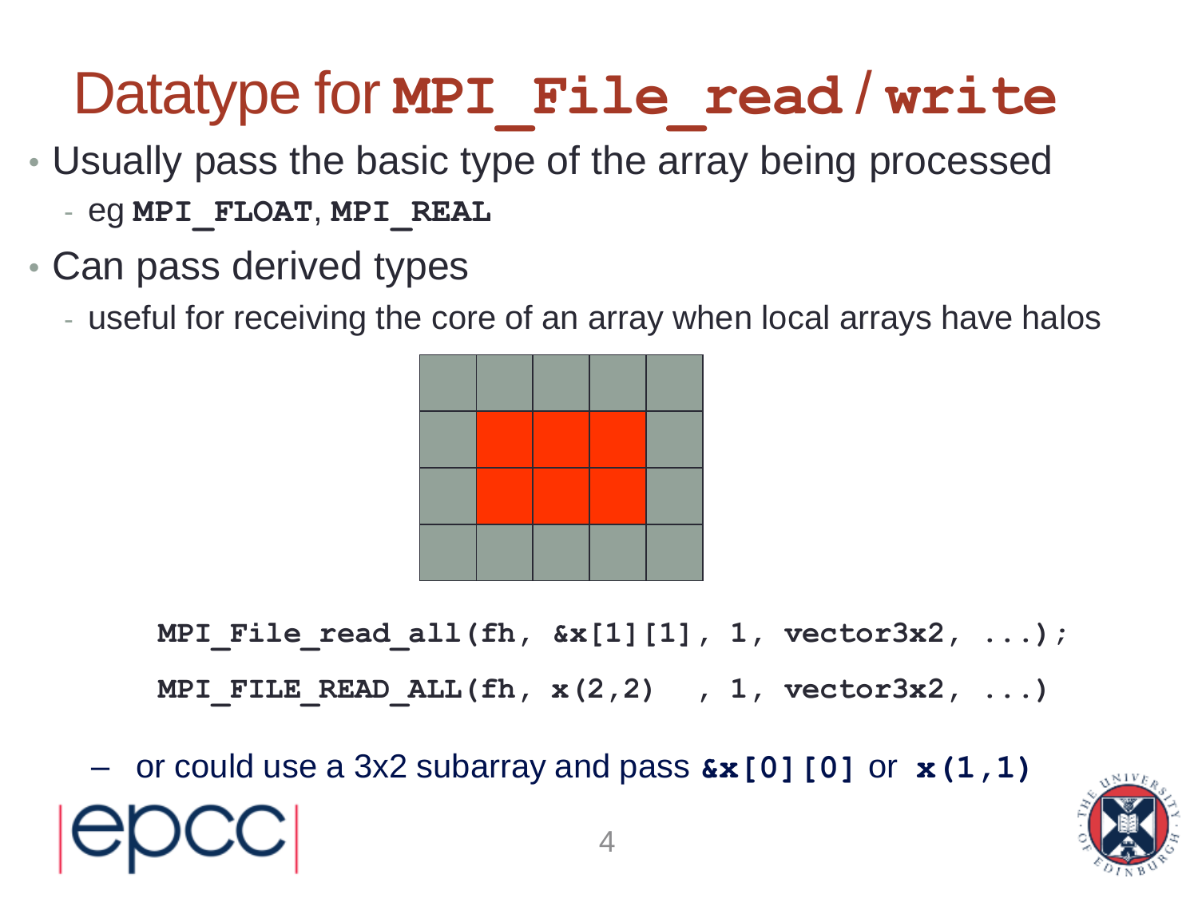# Datatype for **`MPI_File_read`** / **`write`**

- Usually pass the basic type of the array being processed
  - eg **`MPI_FLOAT`**, **`MPI_REAL`**
- Can pass derived types
  - useful for receiving the core of an array when local arrays have halos

```
MPI_File_read_all(fh, &x[1][1], 1, vector3x2, ...);
MPI_FILE_READ_ALL(fh, x(2,2)  , 1, vector3x2, ...)
```

– or could use a 3x2 subarray and pass **`&x[0][0]`** or **`x(1,1)`**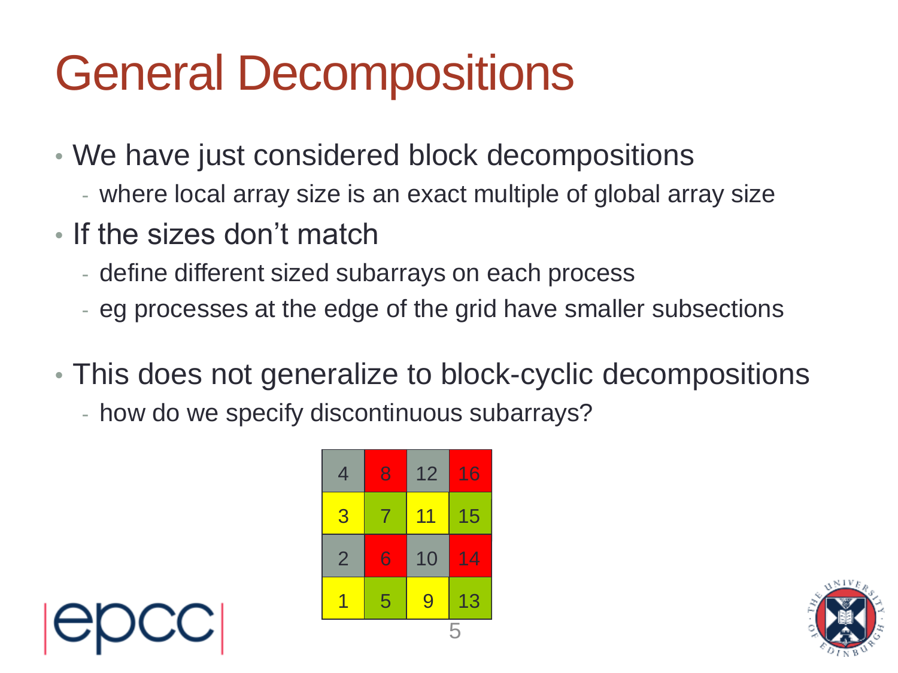# General Decompositions

- We have just considered block decompositions
  - where local array size is an exact multiple of global array size
- If the sizes don't match
  - define different sized subarrays on each process
  - eg processes at the edge of the grid have smaller subsections
- This does not generalize to block-cyclic decompositions
  - how do we specify discontinuous subarrays?

| | | | |
|---|---|---|---|
| 4 | 8 | 12 | 16 |
| 3 | 7 | 11 | 15 |
| 2 | 6 | 10 | 14 |
| 1 | 5 | 9 | 13 |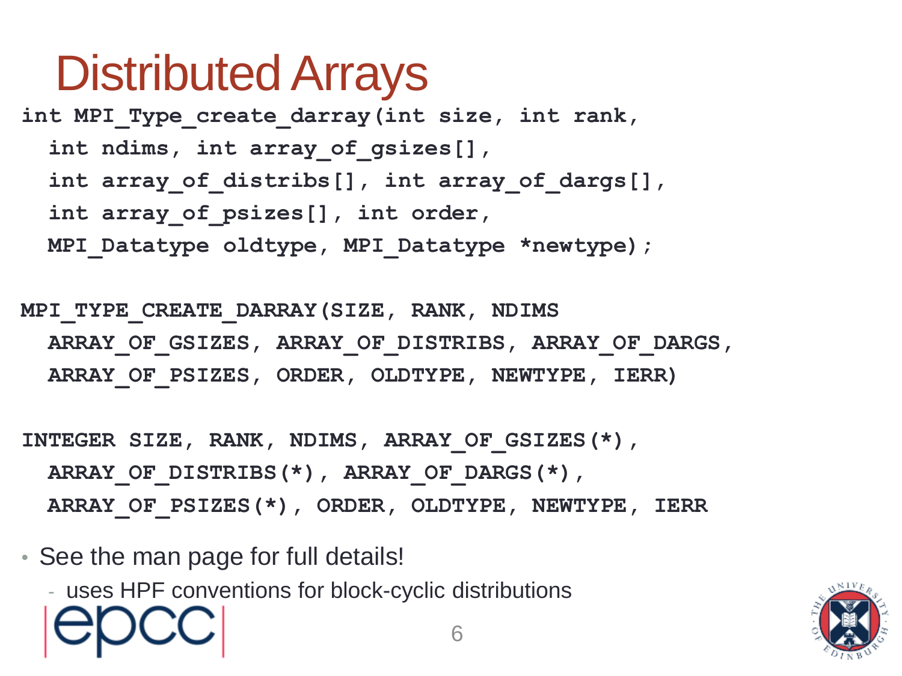# Distributed Arrays

```
int MPI_Type_create_darray(int size, int rank,
  int ndims, int array_of_gsizes[],
  int array_of_distribs[], int array_of_dargs[],
  int array_of_psizes[], int order,
  MPI_Datatype oldtype, MPI_Datatype *newtype);
```

```
MPI_TYPE_CREATE_DARRAY(SIZE, RANK, NDIMS
  ARRAY_OF_GSIZES, ARRAY_OF_DISTRIBS, ARRAY_OF_DARGS,
  ARRAY_OF_PSIZES, ORDER, OLDTYPE, NEWTYPE, IERR)
```

```
INTEGER SIZE, RANK, NDIMS, ARRAY_OF_GSIZES(*),
  ARRAY_OF_DISTRIBS(*), ARRAY_OF_DARGS(*),
  ARRAY_OF_PSIZES(*), ORDER, OLDTYPE, NEWTYPE, IERR
```

- See the man page for full details!
  - uses HPF conventions for block-cyclic distributions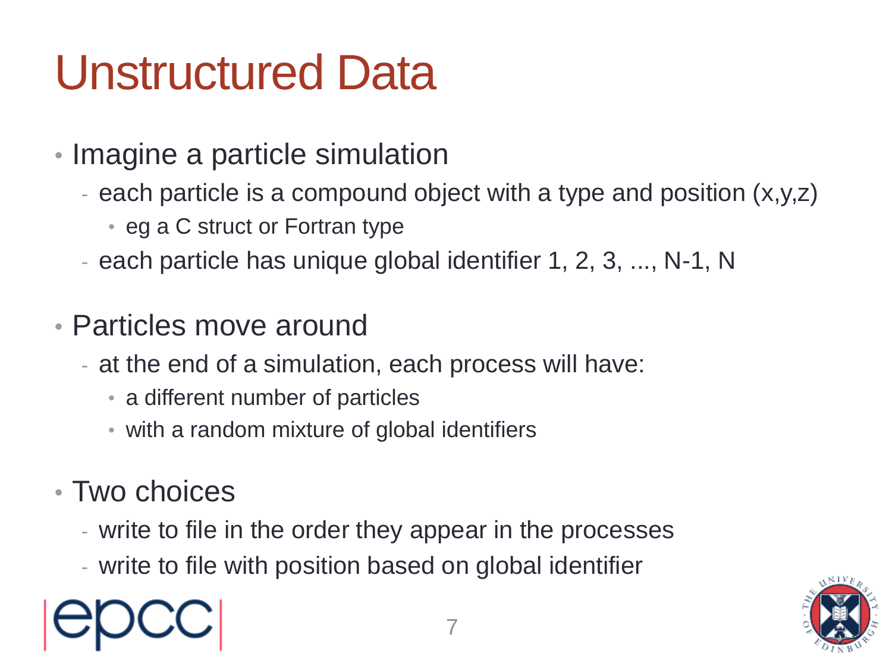# Unstructured Data

- Imagine a particle simulation
  - each particle is a compound object with a type and position (x,y,z)
    - eg a C struct or Fortran type
  - each particle has unique global identifier 1, 2, 3, ..., N-1, N
- Particles move around
  - at the end of a simulation, each process will have:
    - a different number of particles
    - with a random mixture of global identifiers
- Two choices
  - write to file in the order they appear in the processes
  - write to file with position based on global identifier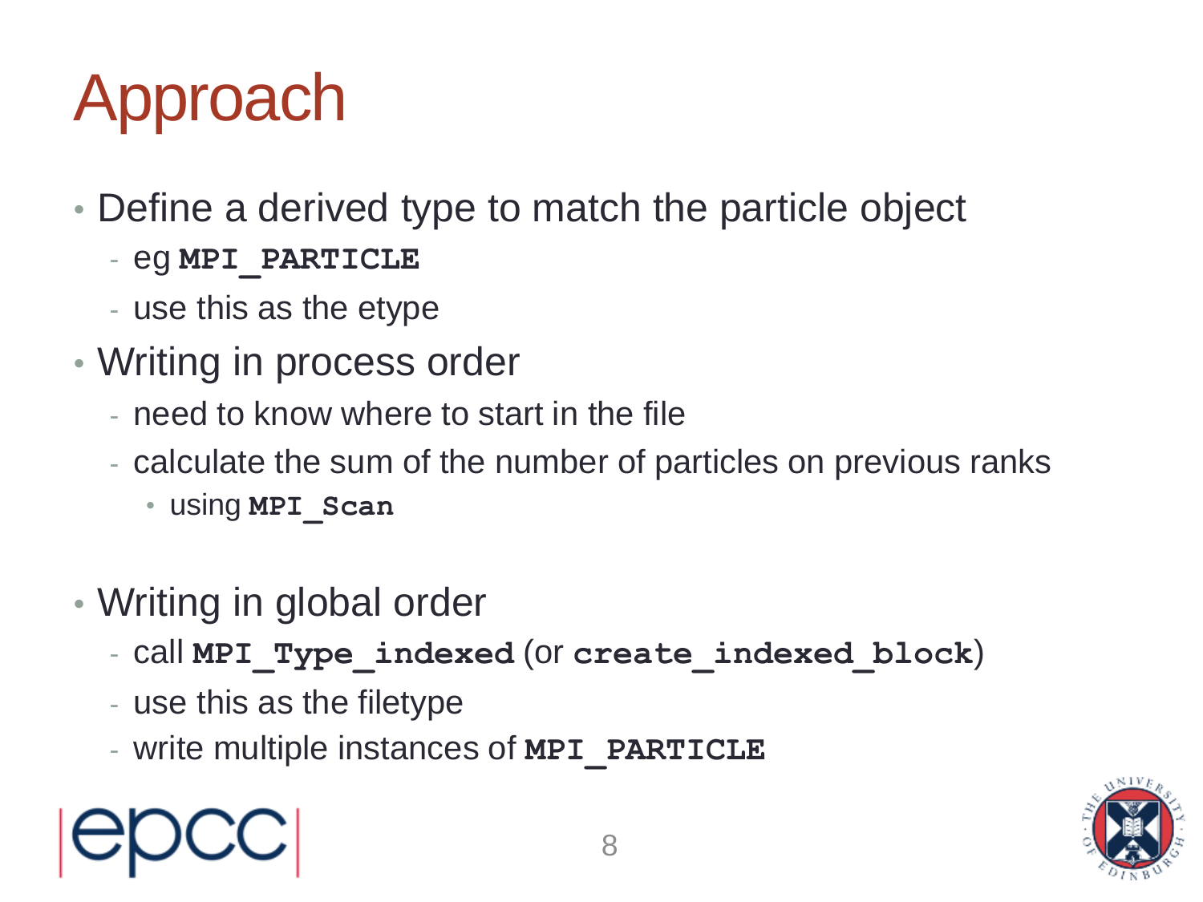# Approach

- Define a derived type to match the particle object
  - eg **`MPI_PARTICLE`**
  - use this as the etype
- Writing in process order
  - need to know where to start in the file
  - calculate the sum of the number of particles on previous ranks
    - using **`MPI_Scan`**
- Writing in global order
  - call **`MPI_Type_indexed`** (or **`create_indexed_block`**)
  - use this as the filetype
  - write multiple instances of **`MPI_PARTICLE`**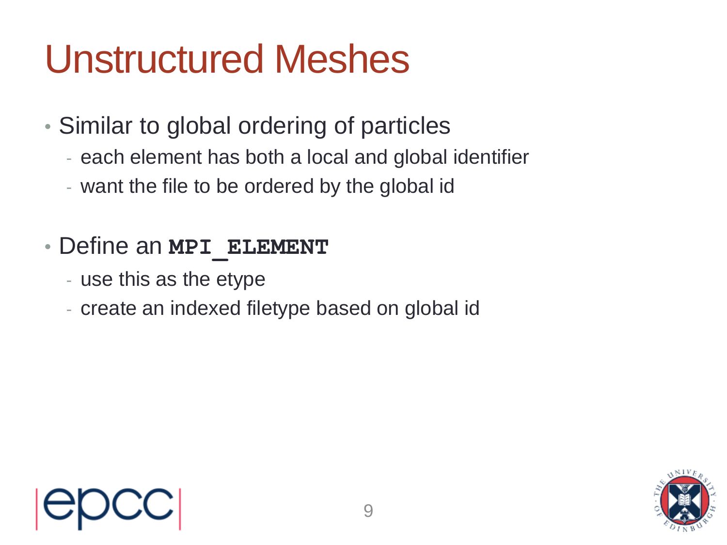# Unstructured Meshes

- Similar to global ordering of particles
  - each element has both a local and global identifier
  - want the file to be ordered by the global id
- Define an **`MPI_ELEMENT`**
  - use this as the etype
  - create an indexed filetype based on global id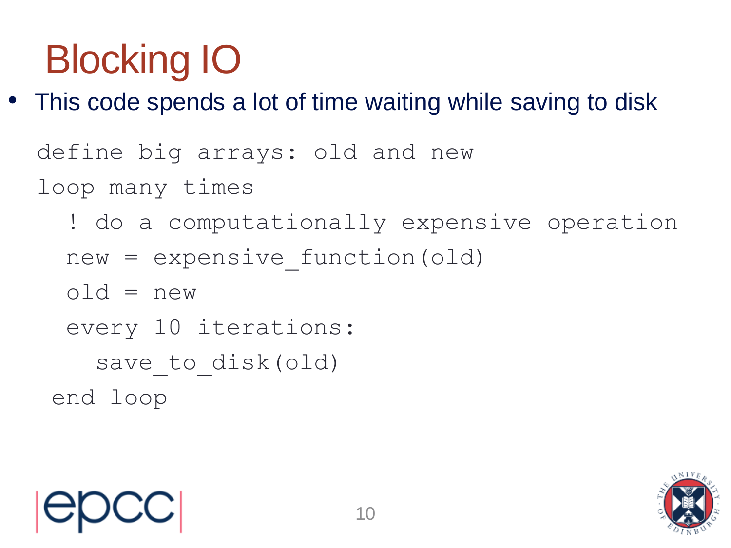# Blocking IO

- This code spends a lot of time waiting while saving to disk

```
define big arrays: old and new
loop many times
  ! do a computationally expensive operation
  new = expensive_function(old)
  old = new
  every 10 iterations:
    save_to_disk(old)
 end loop
```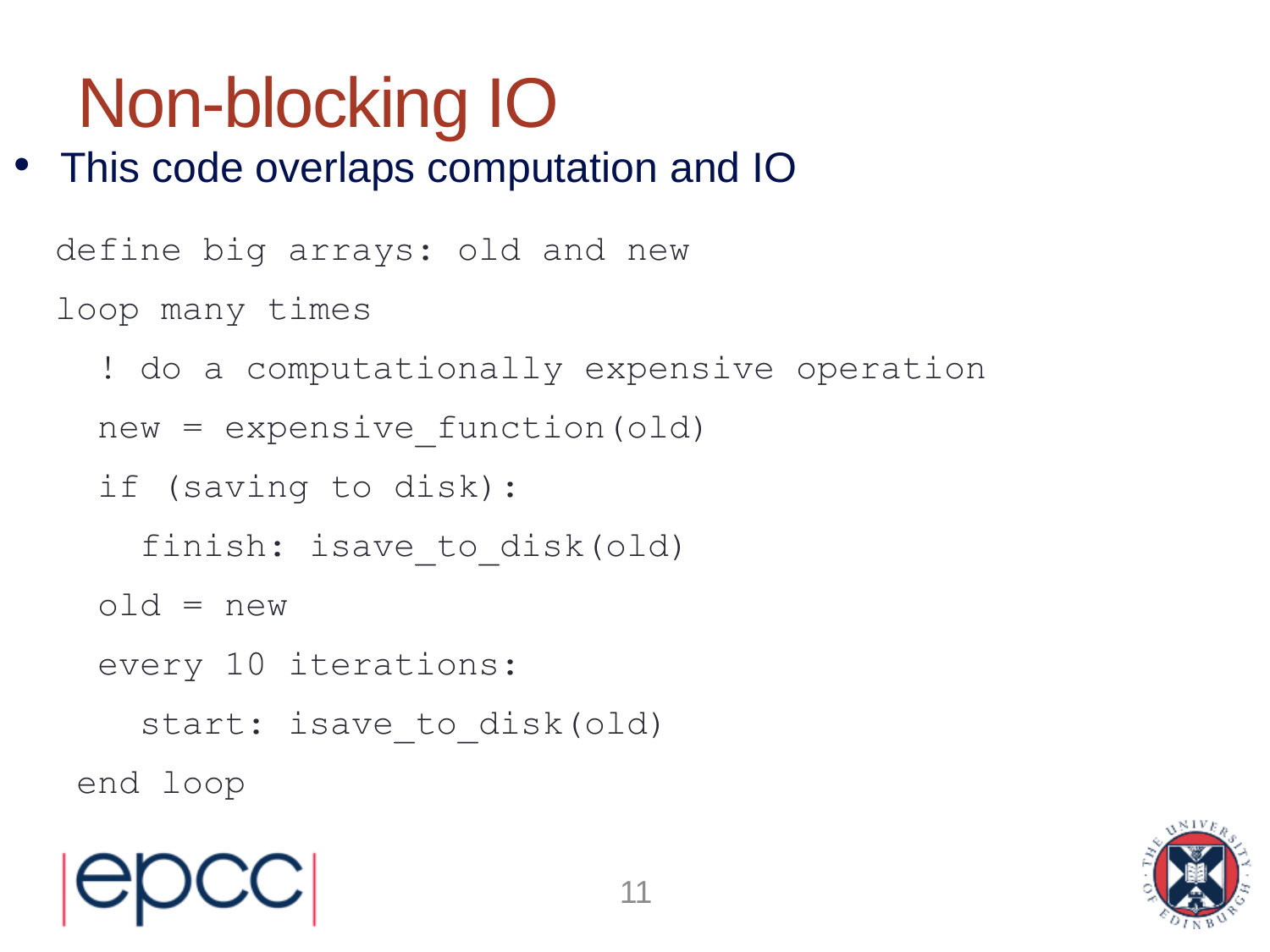# Non-blocking IO

- This code overlaps computation and IO

```
define big arrays: old and new
loop many times
  ! do a computationally expensive operation
  new = expensive_function(old)
  if (saving to disk):
    finish: isave_to_disk(old)
  old = new
  every 10 iterations:
    start: isave_to_disk(old)
 end loop
```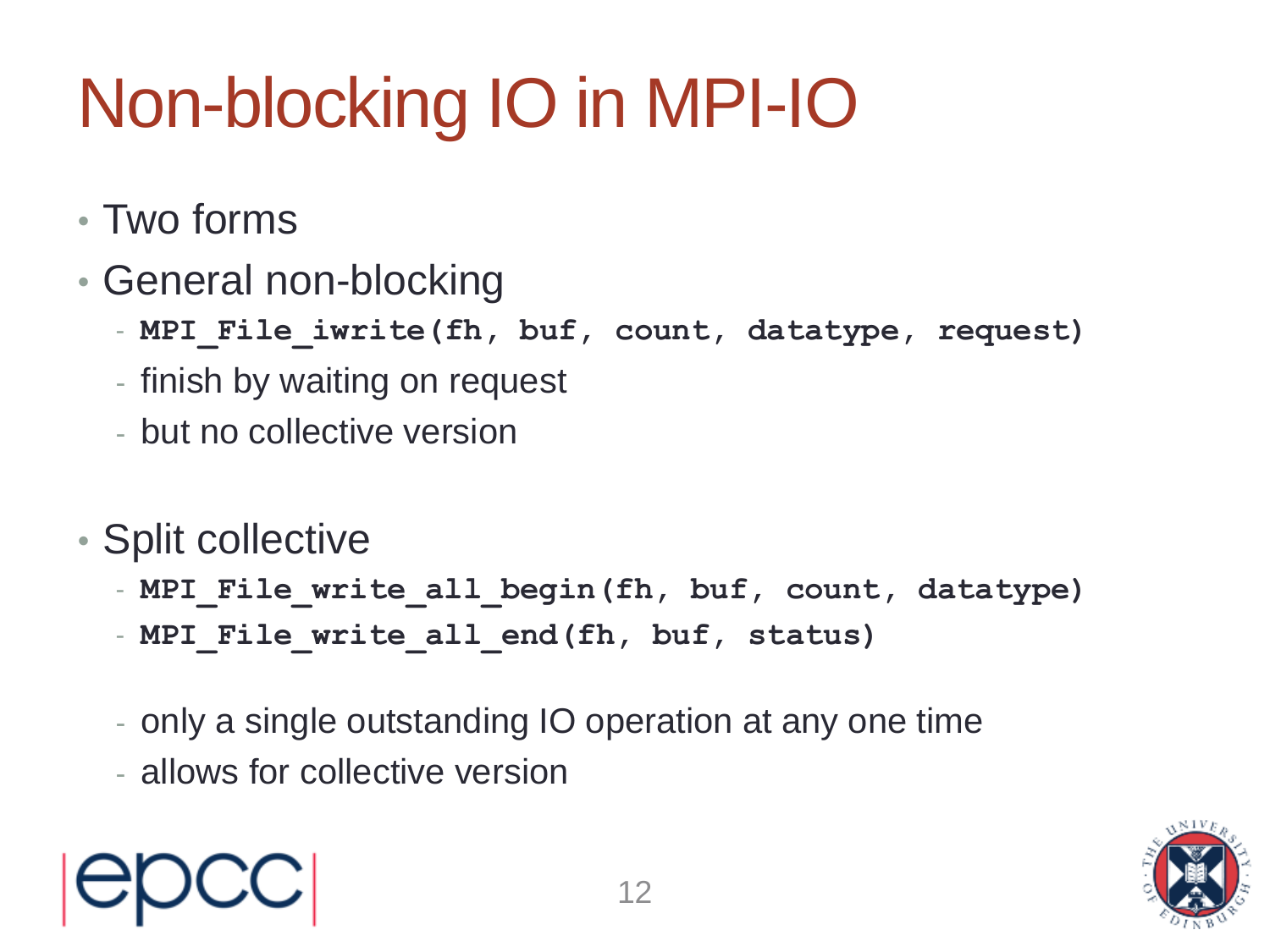# Non-blocking IO in MPI-IO

- Two forms
- General non-blocking
  - `MPI_File_iwrite(fh, buf, count, datatype, request)`
  - finish by waiting on request
  - but no collective version

- Split collective
  - `MPI_File_write_all_begin(fh, buf, count, datatype)`
  - `MPI_File_write_all_end(fh, buf, status)`

  - only a single outstanding IO operation at any one time
  - allows for collective version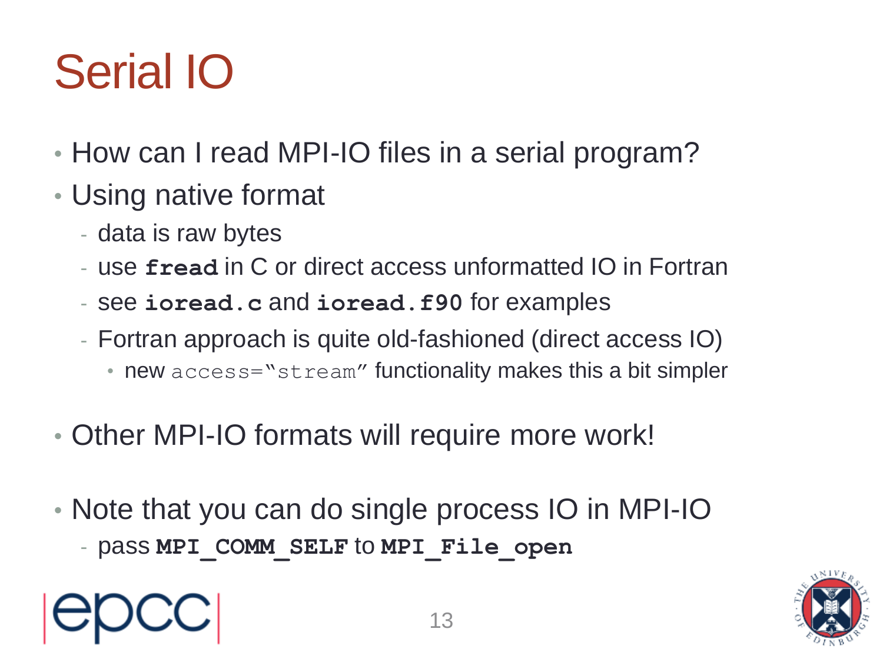# Serial IO

- How can I read MPI-IO files in a serial program?
- Using native format
  - data is raw bytes
  - use **`fread`** in C or direct access unformatted IO in Fortran
  - see **`ioread.c`** and **`ioread.f90`** for examples
  - Fortran approach is quite old-fashioned (direct access IO)
    - new `access="stream"` functionality makes this a bit simpler
- Other MPI-IO formats will require more work!
- Note that you can do single process IO in MPI-IO
  - pass **`MPI_COMM_SELF`** to **`MPI_File_open`**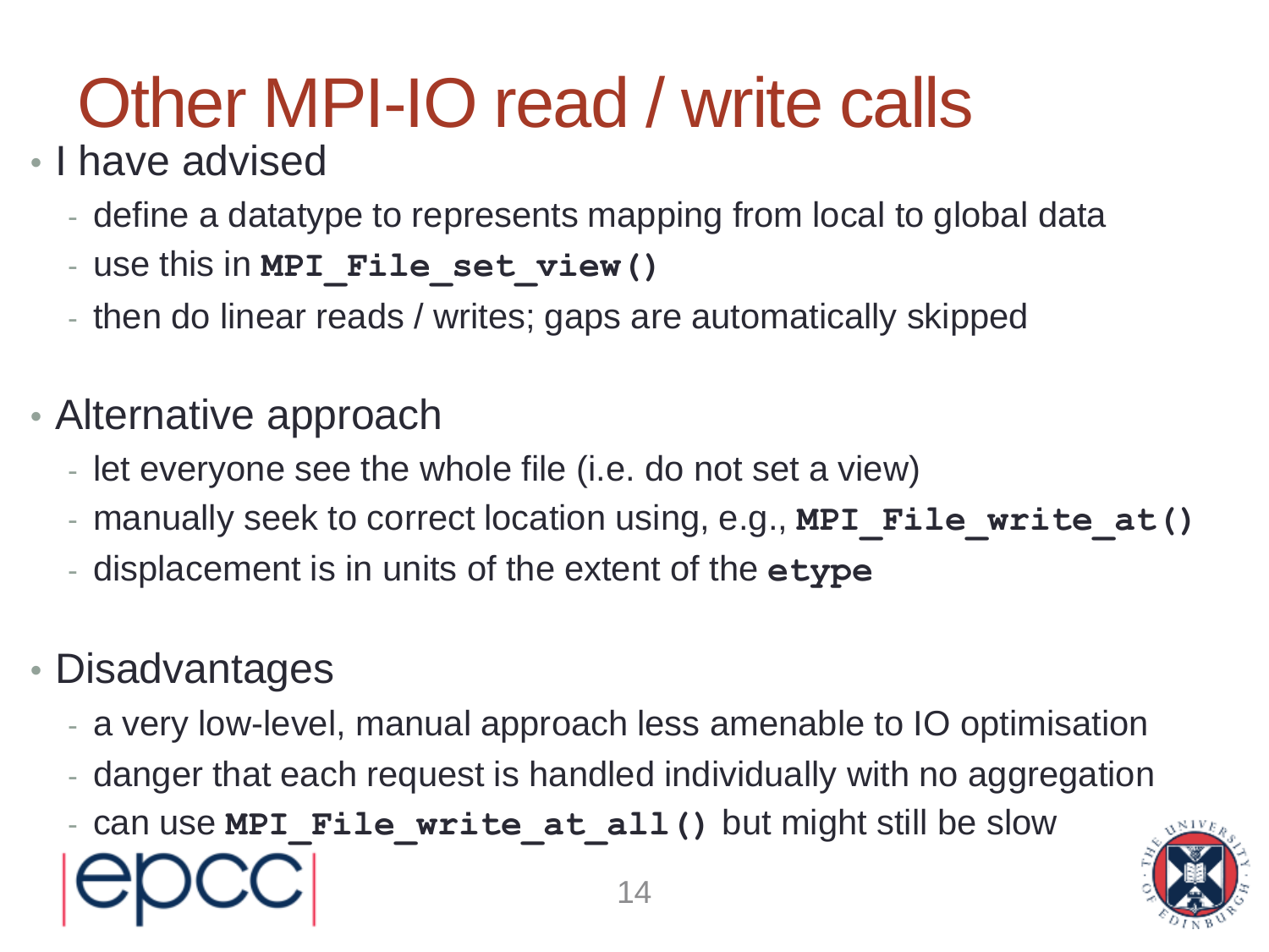# Other MPI-IO read / write calls

- I have advised
  - define a datatype to represents mapping from local to global data
  - use this in **`MPI_File_set_view()`**
  - then do linear reads / writes; gaps are automatically skipped

- Alternative approach
  - let everyone see the whole file (i.e. do not set a view)
  - manually seek to correct location using, e.g., **`MPI_File_write_at()`**
  - displacement is in units of the extent of the **`etype`**

- Disadvantages
  - a very low-level, manual approach less amenable to IO optimisation
  - danger that each request is handled individually with no aggregation
  - can use **`MPI_File_write_at_all()`** but might still be slow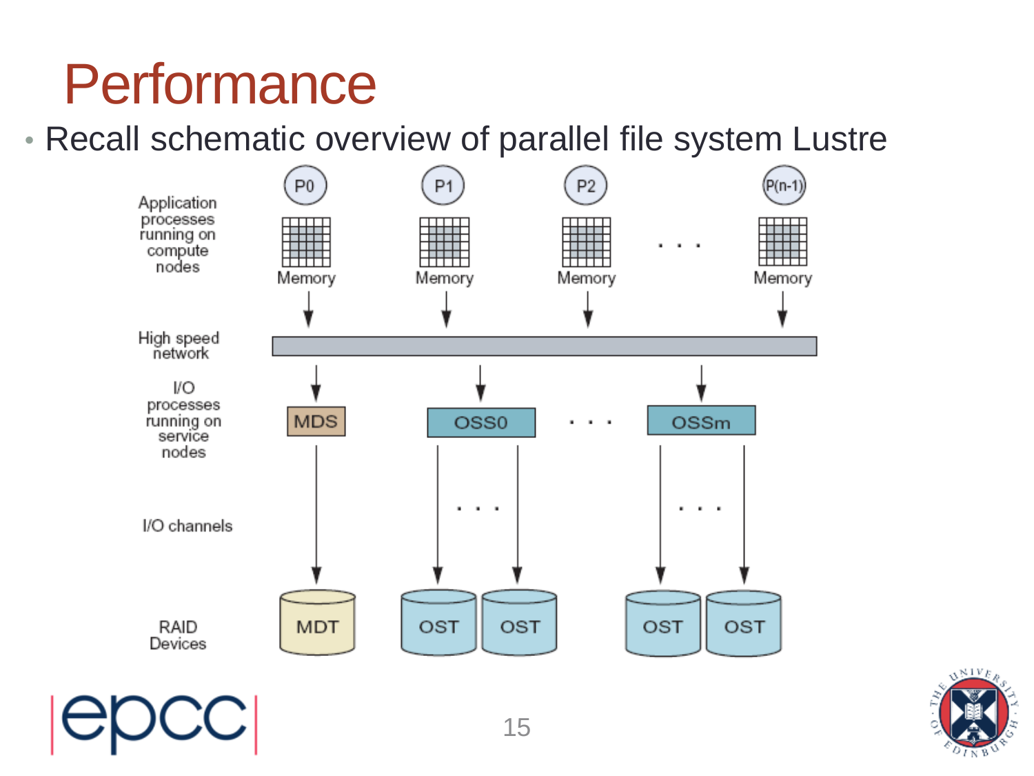# Performance

- Recall schematic overview of parallel file system Lustre

Application processes running on compute nodes

P0 P1 P2 ... P(n-1)

Memory Memory Memory Memory

High speed network

I/O processes running on service nodes

MDS OSS0 ... OSSm

I/O channels

RAID Devices

MDT OST OST OST OST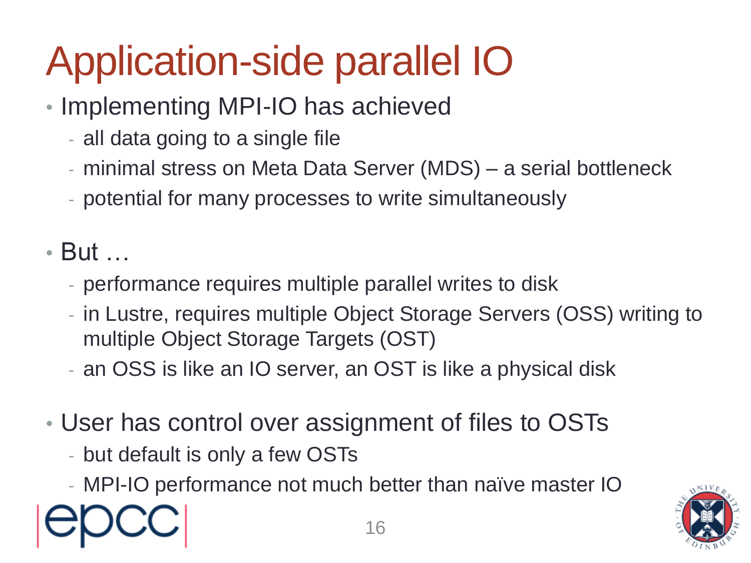# Application-side parallel IO

- Implementing MPI-IO has achieved
  - all data going to a single file
  - minimal stress on Meta Data Server (MDS) – a serial bottleneck
  - potential for many processes to write simultaneously
- But …
  - performance requires multiple parallel writes to disk
  - in Lustre, requires multiple Object Storage Servers (OSS) writing to multiple Object Storage Targets (OST)
  - an OSS is like an IO server, an OST is like a physical disk
- User has control over assignment of files to OSTs
  - but default is only a few OSTs
  - MPI-IO performance not much better than naïve master IO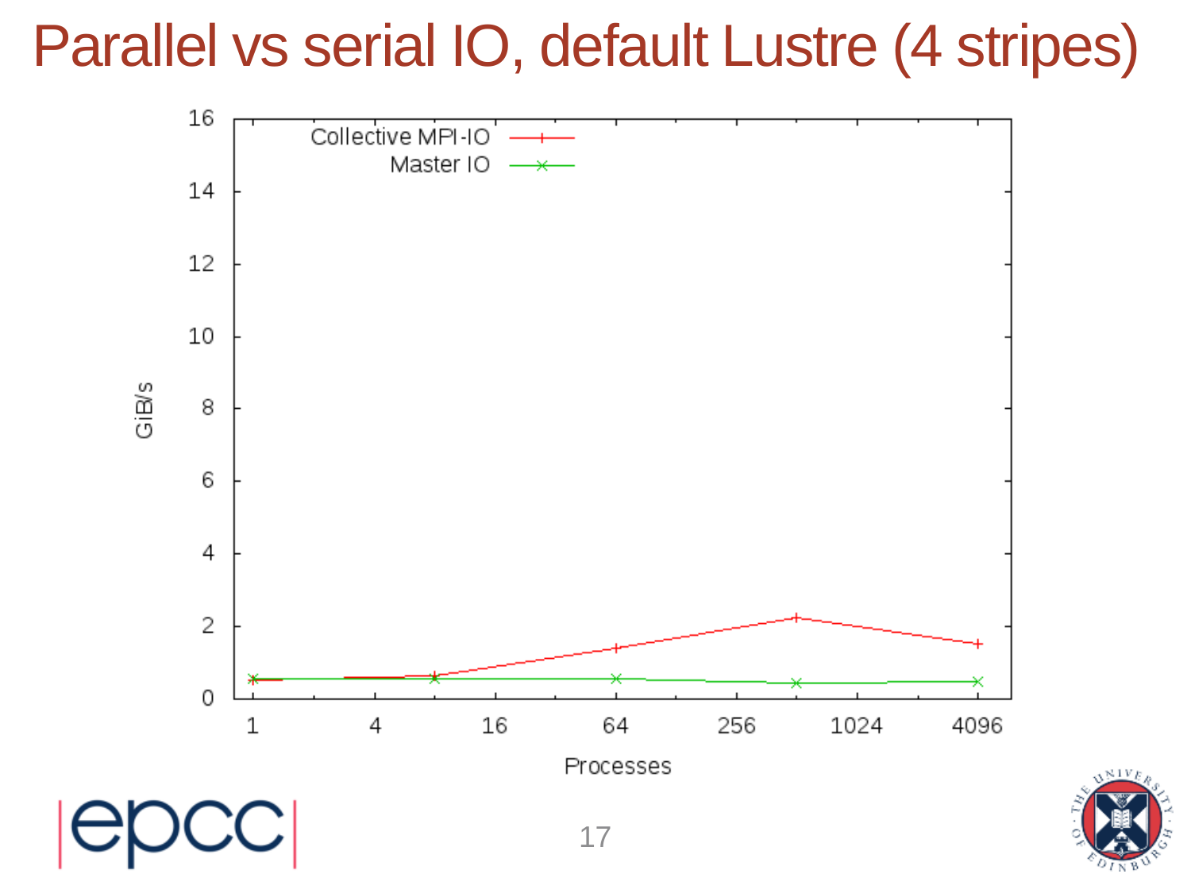# Parallel vs serial IO, default Lustre (4 stripes)

| Processes | Collective MPI-IO (GiB/s) | Master IO (GiB/s) |
| --- | --- | --- |
| 1 | 0.5 | 0.55 |
| 8 | 0.6 | 0.55 |
| 64 | 1.4 | 0.55 |
| 512 | 2.2 | 0.45 |
| 4096 | 1.5 | 0.45 |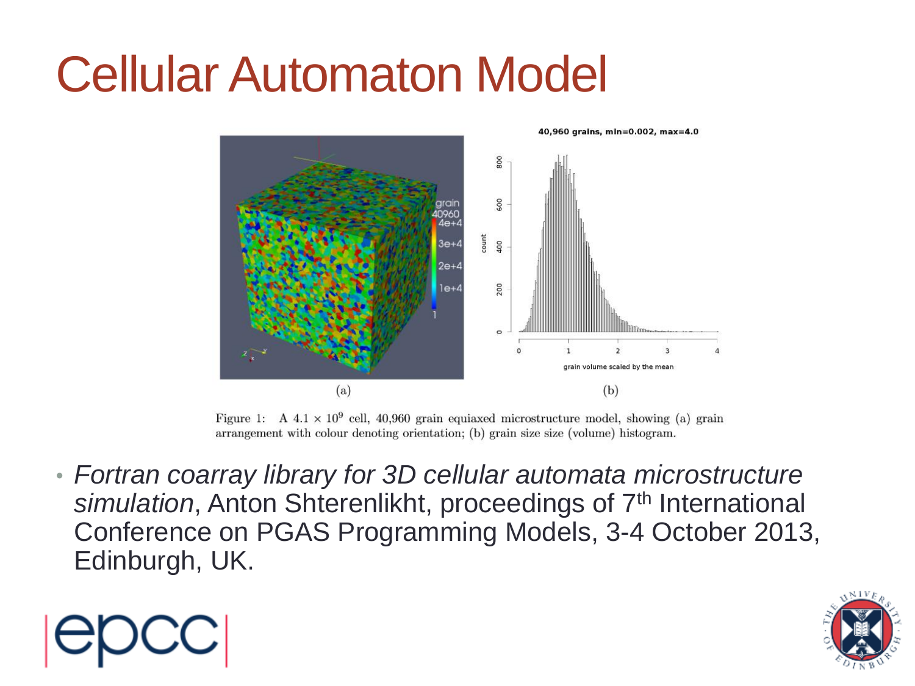# Cellular Automaton Model

Figure 1: A $4.1 \times 10^9$ cell, 40,960 grain equiaxed microstructure model, showing (a) grain arrangement with colour denoting orientation; (b) grain size size (volume) histogram.

- *Fortran coarray library for 3D cellular automata microstructure simulation*, Anton Shterenlikht, proceedings of 7th International Conference on PGAS Programming Models, 3-4 October 2013, Edinburgh, UK.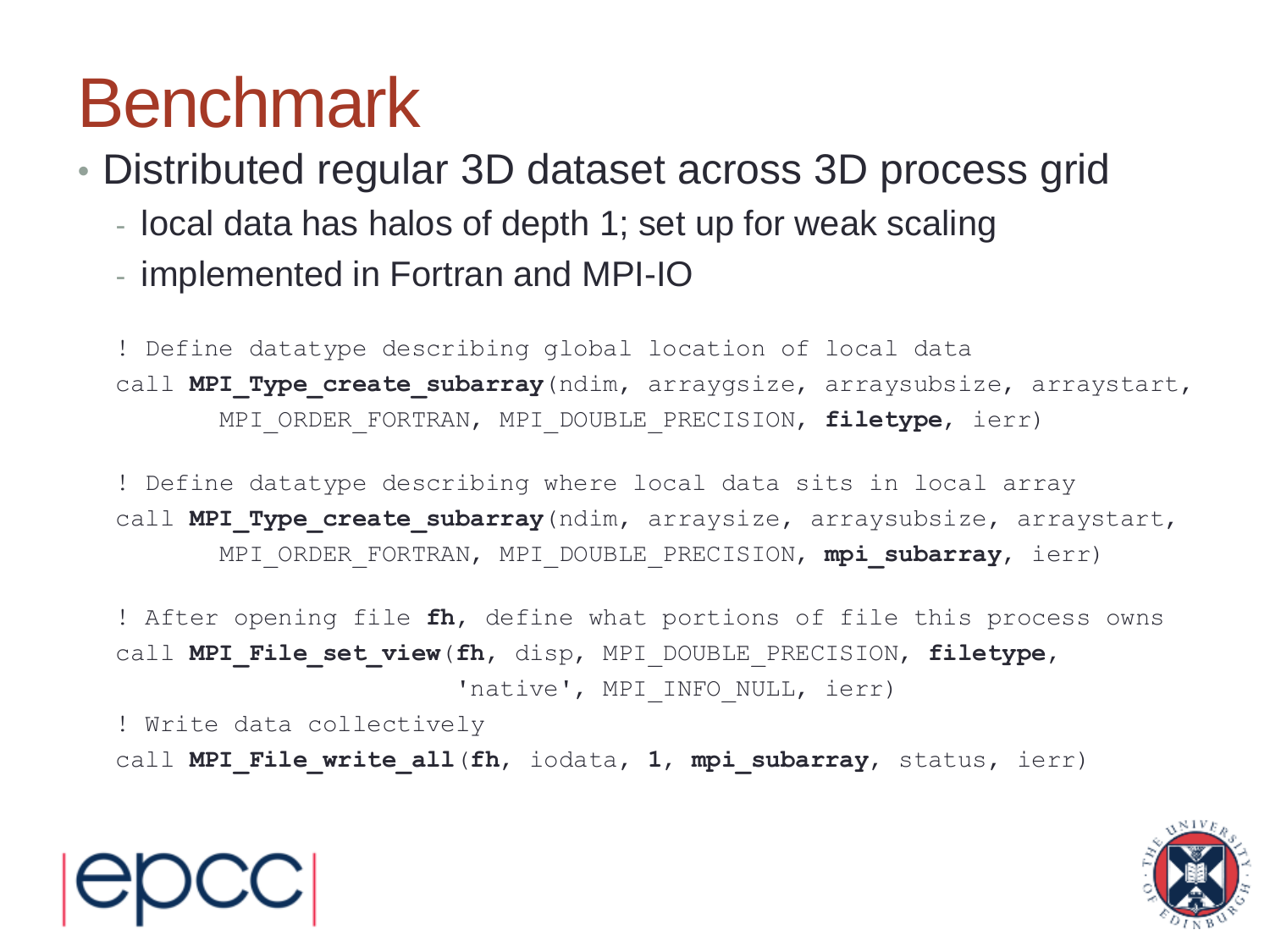# Benchmark

- Distributed regular 3D dataset across 3D process grid
  - local data has halos of depth 1; set up for weak scaling
  - implemented in Fortran and MPI-IO

```
! Define datatype describing global location of local data
call MPI_Type_create_subarray(ndim, arraygsize, arraysubsize, arraystart,
       MPI_ORDER_FORTRAN, MPI_DOUBLE_PRECISION, filetype, ierr)

! Define datatype describing where local data sits in local array
call MPI_Type_create_subarray(ndim, arraysize, arraysubsize, arraystart,
       MPI_ORDER_FORTRAN, MPI_DOUBLE_PRECISION, mpi_subarray, ierr)

! After opening file fh, define what portions of file this process owns
call MPI_File_set_view(fh, disp, MPI_DOUBLE_PRECISION, filetype,
                       'native', MPI_INFO_NULL, ierr)
! Write data collectively
call MPI_File_write_all(fh, iodata, 1, mpi_subarray, status, ierr)
```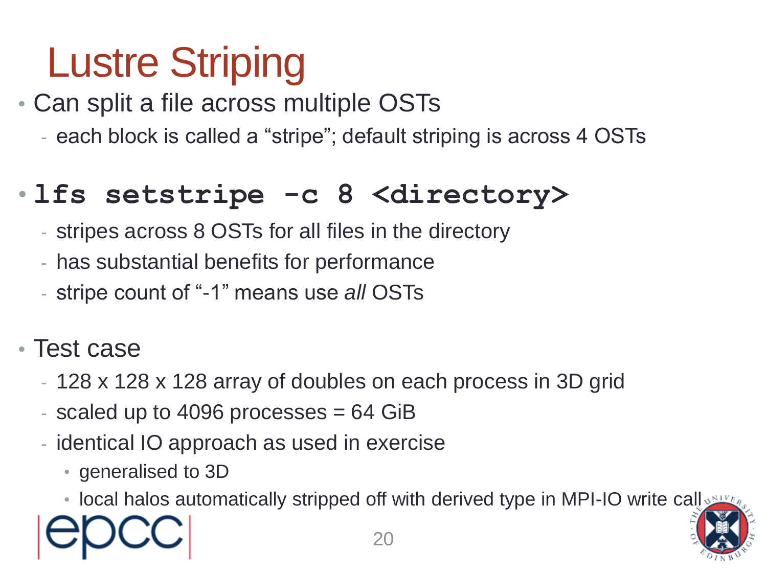# Lustre Striping

- Can split a file across multiple OSTs
  - each block is called a “stripe”; default striping is across 4 OSTs
- `lfs setstripe -c 8 <directory>`
  - stripes across 8 OSTs for all files in the directory
  - has substantial benefits for performance
  - stripe count of “-1” means use *all* OSTs
- Test case
  - 128 x 128 x 128 array of doubles on each process in 3D grid
  - scaled up to 4096 processes = 64 GiB
  - identical IO approach as used in exercise
    - generalised to 3D
    - local halos automatically stripped off with derived type in MPI-IO write call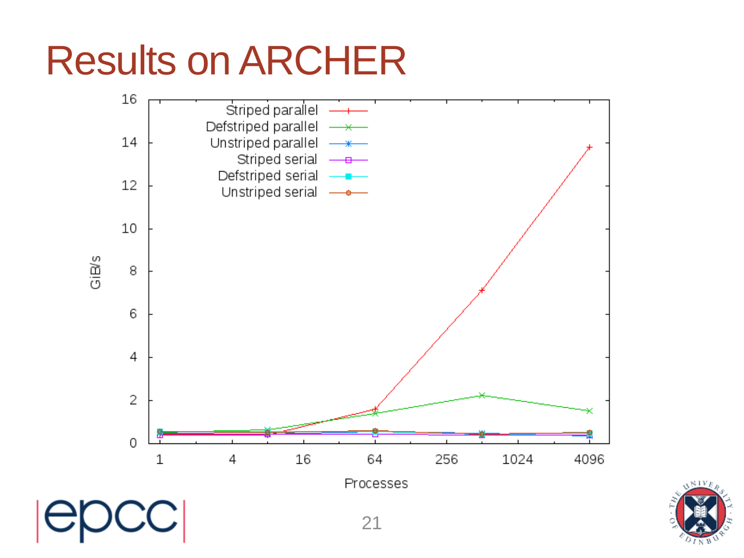# Results on ARCHER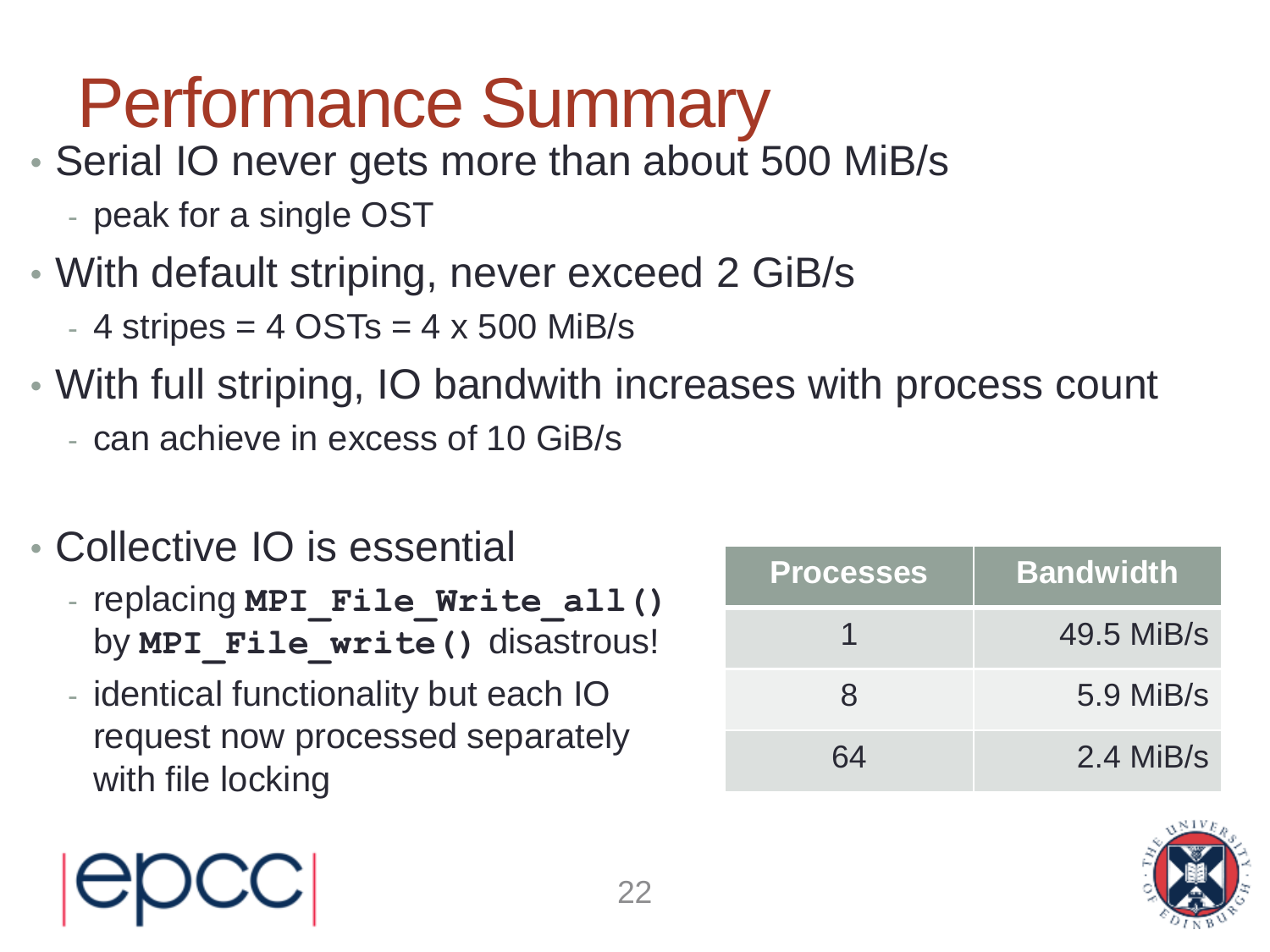# Performance Summary

- Serial IO never gets more than about 500 MiB/s
  - peak for a single OST
- With default striping, never exceed 2 GiB/s
  - 4 stripes = 4 OSTs = 4 x 500 MiB/s
- With full striping, IO bandwith increases with process count
  - can achieve in excess of 10 GiB/s
- Collective IO is essential
  - replacing **`MPI_File_Write_all()`** by **`MPI_File_write()`** disastrous!
  - identical functionality but each IO request now processed separately with file locking

| Processes | Bandwidth |
|---|---|
| 1 | 49.5 MiB/s |
| 8 | 5.9 MiB/s |
| 64 | 2.4 MiB/s |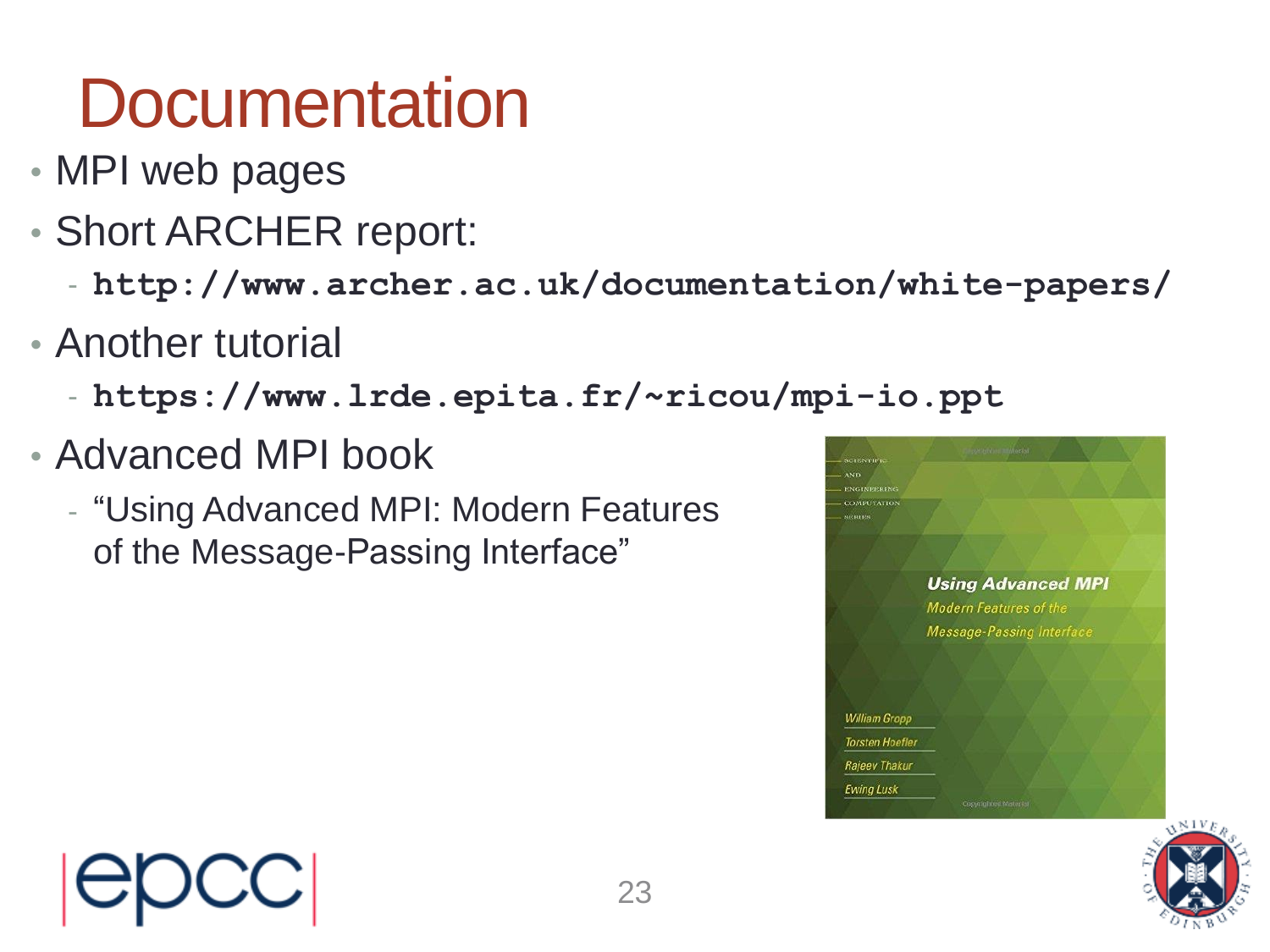# Documentation

- MPI web pages
- Short ARCHER report:
  - **http://www.archer.ac.uk/documentation/white-papers/**
- Another tutorial
  - **https://www.lrde.epita.fr/~ricou/mpi-io.ppt**
- Advanced MPI book
  - "Using Advanced MPI: Modern Features of the Message-Passing Interface"